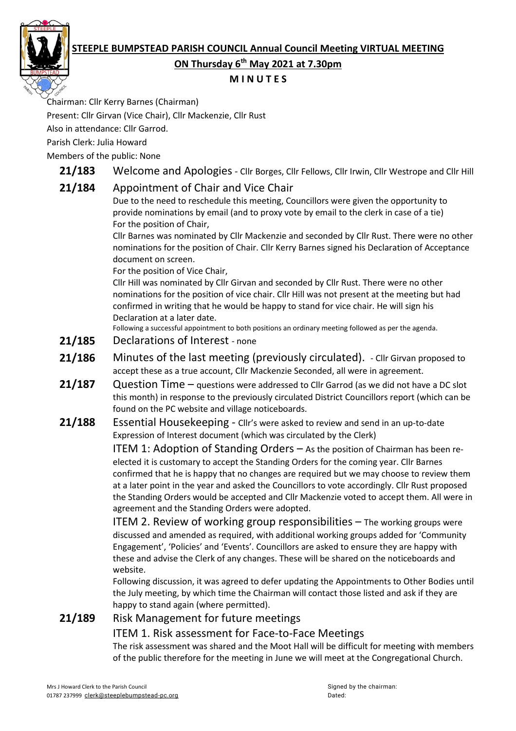# STEEPLE BUMPSTEAD PARISH COUNCIL Annual Council Meeting VIRTUAL MEETING

## ON Thursday 6th May 2021 at 7.30pm

### M I N U T E S

Chairman: Cllr Kerry Barnes (Chairman)

Present: Cllr Girvan (Vice Chair), Cllr Mackenzie, Cllr Rust

Also in attendance: Cllr Garrod.

Parish Clerk: Julia Howard

Members of the public: None

**21/183** Welcome and Apologies - Cllr Borges, Cllr Fellows, Cllr Irwin, Cllr Westrope and Cllr Hill

**21/184** Appointment of Chair and Vice Chair

Due to the need to reschedule this meeting, Councillors were given the opportunity to provide nominations by email (and to proxy vote by email to the clerk in case of a tie)

For the position of Chair,

Cllr Barnes was nominated by Cllr Mackenzie and seconded by Cllr Rust. There were no other nominations for the position of Chair. Cllr Kerry Barnes signed his Declaration of Acceptance document on screen.

For the position of Vice Chair,

Cllr Hill was nominated by Cllr Girvan and seconded by Cllr Rust. There were no other nominations for the position of vice chair. Cllr Hill was not present at the meeting but had confirmed in writing that he would be happy to stand for vice chair. He will sign his Declaration at a later date.

Following a successful appointment to both positions an ordinary meeting followed as per the agenda.

**21/185** Declarations of Interest - none

**21/186** Minutes of the last meeting (previously circulated). - Cllr Girvan proposed to accept these as a true account, Cllr Mackenzie Seconded, all were in agreement.

**21/187** Question Time – questions were addressed to Cllr Garrod (as we did not have a DC slot this month) in response to the previously circulated District Councillors report (which can be found on the PC website and village noticeboards.

**21/188** Essential Housekeeping - Cllr's were asked to review and send in an up-to-date Expression of Interest document (which was circulated by the Clerk)

ITEM 1: Adoption of Standing Orders – As the position of Chairman has been re-elected it is customary to accept the Standing Orders for the coming year. Cllr Barnes confirmed that he is happy that no changes are required but we may choose to review them at a later point in the year and asked the Councillors to vote accordingly. Cllr Rust proposed the Standing Orders would be accepted and Cllr Mackenzie voted to accept them. All were in agreement and the Standing Orders were adopted.

ITEM 2. Review of working group responsibilities – The working groups were discussed and amended as required, with additional working groups added for 'Community Engagement', 'Policies' and 'Events'. Councillors are asked to ensure they are happy with these and advise the Clerk of any changes. These will be shared on the noticeboards and website.

Following discussion, it was agreed to defer updating the Appointments to Other Bodies until the July meeting, by which time the Chairman will contact those listed and ask if they are happy to stand again (where permitted).

**21/189** Risk Management for future meetings

ITEM 1. Risk assessment for Face-to-Face Meetings

The risk assessment was shared and the Moot Hall will be difficult for meeting with members of the public therefore for the meeting in June we will meet at the Congregational Church.

Mrs J Howard Clerk to the Parish Council
01787 237999 clerk@steeplebumpstead-pc.org

Signed by the chairman:
Dated: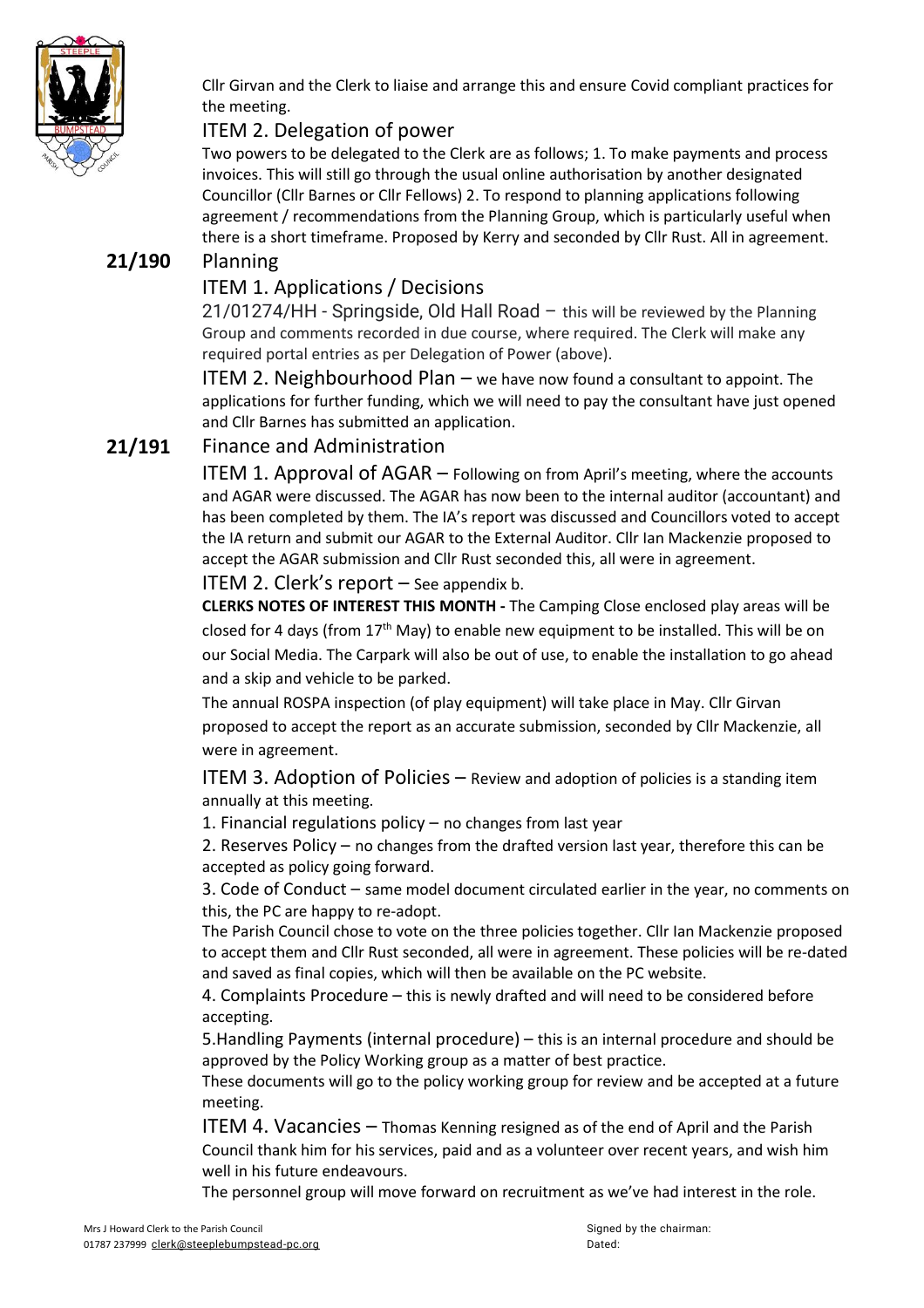Cllr Girvan and the Clerk to liaise and arrange this and ensure Covid compliant practices for the meeting.

### ITEM 2. Delegation of power

Two powers to be delegated to the Clerk are as follows; 1. To make payments and process invoices. This will still go through the usual online authorisation by another designated Councillor (Cllr Barnes or Cllr Fellows) 2. To respond to planning applications following agreement / recommendations from the Planning Group, which is particularly useful when there is a short timeframe. Proposed by Kerry and seconded by Cllr Rust. All in agreement.

## 21/190 Planning

### ITEM 1. Applications / Decisions

21/01274/HH - Springside, Old Hall Road – this will be reviewed by the Planning Group and comments recorded in due course, where required. The Clerk will make any required portal entries as per Delegation of Power (above).

ITEM 2. Neighbourhood Plan – we have now found a consultant to appoint. The applications for further funding, which we will need to pay the consultant have just opened and Cllr Barnes has submitted an application.

## 21/191 Finance and Administration

ITEM 1. Approval of AGAR – Following on from April's meeting, where the accounts and AGAR were discussed. The AGAR has now been to the internal auditor (accountant) and has been completed by them. The IA's report was discussed and Councillors voted to accept the IA return and submit our AGAR to the External Auditor. Cllr Ian Mackenzie proposed to accept the AGAR submission and Cllr Rust seconded this, all were in agreement.

ITEM 2. Clerk's report – See appendix b.

**CLERKS NOTES OF INTEREST THIS MONTH -** The Camping Close enclosed play areas will be closed for 4 days (from 17th May) to enable new equipment to be installed. This will be on our Social Media. The Carpark will also be out of use, to enable the installation to go ahead and a skip and vehicle to be parked.

The annual ROSPA inspection (of play equipment) will take place in May. Cllr Girvan proposed to accept the report as an accurate submission, seconded by Cllr Mackenzie, all were in agreement.

ITEM 3. Adoption of Policies – Review and adoption of policies is a standing item annually at this meeting.

1. Financial regulations policy – no changes from last year
2. Reserves Policy – no changes from the drafted version last year, therefore this can be accepted as policy going forward.
3. Code of Conduct – same model document circulated earlier in the year, no comments on this, the PC are happy to re-adopt.

The Parish Council chose to vote on the three policies together. Cllr Ian Mackenzie proposed to accept them and Cllr Rust seconded, all were in agreement. These policies will be re-dated and saved as final copies, which will then be available on the PC website.

4. Complaints Procedure – this is newly drafted and will need to be considered before accepting.
5. Handling Payments (internal procedure) – this is an internal procedure and should be approved by the Policy Working group as a matter of best practice.

These documents will go to the policy working group for review and be accepted at a future meeting.

ITEM 4. Vacancies – Thomas Kenning resigned as of the end of April and the Parish Council thank him for his services, paid and as a volunteer over recent years, and wish him well in his future endeavours.

The personnel group will move forward on recruitment as we've had interest in the role.

Mrs J Howard Clerk to the Parish Council
01787 237999 clerk@steeplebumpstead-pc.org

Signed by the chairman:
Dated: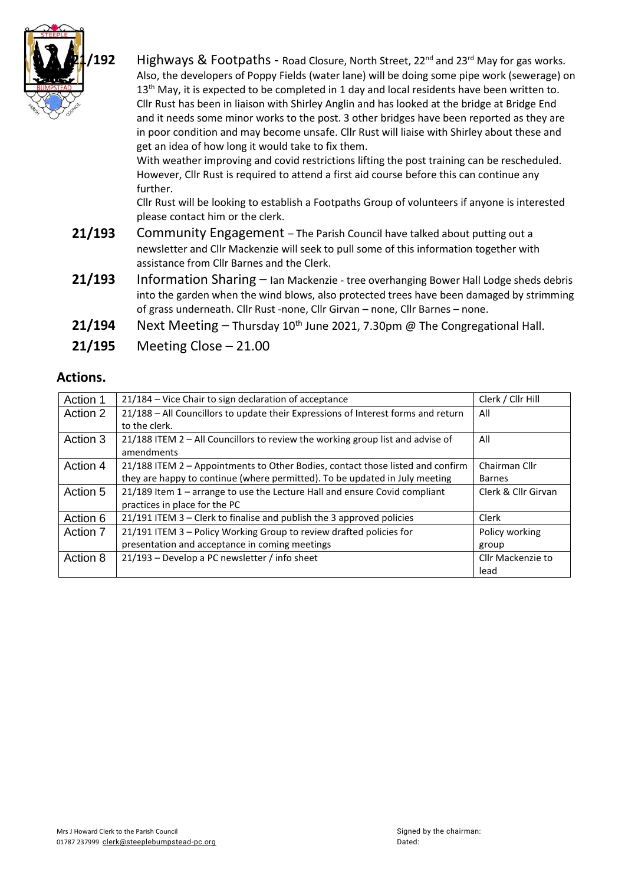**21/192** Highways & Footpaths - Road Closure, North Street, 22nd and 23rd May for gas works. Also, the developers of Poppy Fields (water lane) will be doing some pipe work (sewerage) on 13th May, it is expected to be completed in 1 day and local residents have been written to. Cllr Rust has been in liaison with Shirley Anglin and has looked at the bridge at Bridge End and it needs some minor works to the post. 3 other bridges have been reported as they are in poor condition and may become unsafe. Cllr Rust will liaise with Shirley about these and get an idea of how long it would take to fix them.

With weather improving and covid restrictions lifting the post training can be rescheduled. However, Cllr Rust is required to attend a first aid course before this can continue any further.

Cllr Rust will be looking to establish a Footpaths Group of volunteers if anyone is interested please contact him or the clerk.

**21/193** Community Engagement – The Parish Council have talked about putting out a newsletter and Cllr Mackenzie will seek to pull some of this information together with assistance from Cllr Barnes and the Clerk.

**21/193** Information Sharing – Ian Mackenzie - tree overhanging Bower Hall Lodge sheds debris into the garden when the wind blows, also protected trees have been damaged by strimming of grass underneath. Cllr Rust -none, Cllr Girvan – none, Cllr Barnes – none.

**21/194** Next Meeting – Thursday 10th June 2021, 7.30pm @ The Congregational Hall.

**21/195** Meeting Close – 21.00

## Actions.

| | | |
|---|---|---|
| Action 1 | 21/184 – Vice Chair to sign declaration of acceptance | Clerk / Cllr Hill |
| Action 2 | 21/188 – All Councillors to update their Expressions of Interest forms and return to the clerk. | All |
| Action 3 | 21/188 ITEM 2 – All Councillors to review the working group list and advise of amendments | All |
| Action 4 | 21/188 ITEM 2 – Appointments to Other Bodies, contact those listed and confirm they are happy to continue (where permitted). To be updated in July meeting | Chairman Cllr Barnes |
| Action 5 | 21/189 Item 1 – arrange to use the Lecture Hall and ensure Covid compliant practices in place for the PC | Clerk & Cllr Girvan |
| Action 6 | 21/191 ITEM 3 – Clerk to finalise and publish the 3 approved policies | Clerk |
| Action 7 | 21/191 ITEM 3 – Policy Working Group to review drafted policies for presentation and acceptance in coming meetings | Policy working group |
| Action 8 | 21/193 – Develop a PC newsletter / info sheet | Cllr Mackenzie to lead |

Mrs J Howard Clerk to the Parish Council
01787 237999 clerk@steeplebumpstead-pc.org

Signed by the chairman:
Dated: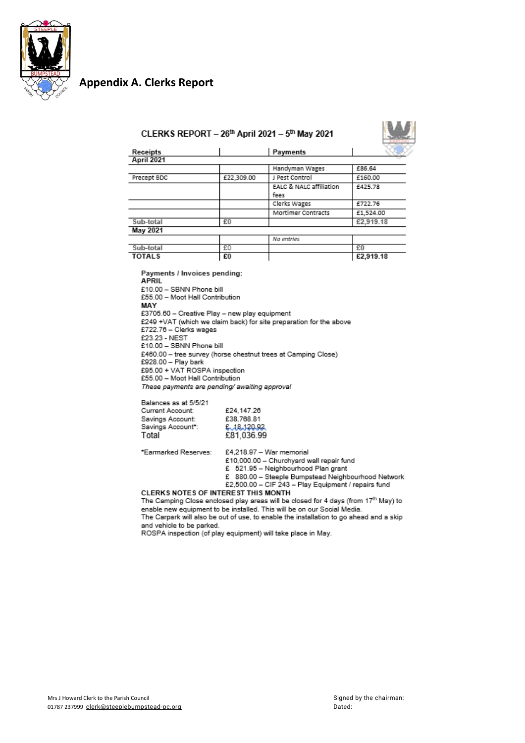# Appendix A. Clerks Report

## CLERKS REPORT – 26th April 2021 – 5th May 2021

| Receipts | | Payments | |
|---|---|---|---|
| **April 2021** | | | |
| | | Handyman Wages | £86.64 |
| Precept BDC | £22,309.00 | J Pest Control | £160.00 |
| | | EALC & NALC affiliation fees | £425.78 |
| | | Clerks Wages | £722.76 |
| | | Mortimer Contracts | £1,524.00 |
| Sub-total | £0 | | £2,919.18 |
| **May 2021** | | | |
| | | *No entries* | |
| Sub-total | £0 | | £0 |
| **TOTALS** | **£0** | | **£2,919.18** |

**Payments / Invoices pending:**

**APRIL**

£10.00 – SBNN Phone bill
£55.00 – Moot Hall Contribution

**MAY**

£3705.60 – Creative Play – new play equipment
£249 +VAT (which we claim back) for site preparation for the above
£722.76 – Clerks wages
£23.23 - NEST
£10.00 – SBNN Phone bill
£460.00 – tree survey (horse chestnut trees at Camping Close)
£928.00 – Play bark
£95.00 + VAT ROSPA inspection
£55.00 – Moot Hall Contribution

*These payments are pending/ awaiting approval*

Balances as at 5/5/21

| | |
|---|---|
| Current Account: | £24,147.26 |
| Savings Account: | £38,768.81 |
| Savings Account*: | £ 18,120.92 |
| Total | £81,036.99 |

*Earmarked Reserves:

£4,218.97 – War memorial
£10,000.00 – Churchyard wall repair fund
£ 521.95 – Neighbourhood Plan grant
£ 880.00 – Steeple Bumpstead Neighbourhood Network
£2,500.00 – CIF 243 – Play Equipment / repairs fund

**CLERKS NOTES OF INTEREST THIS MONTH**

The Camping Close enclosed play areas will be closed for 4 days (from 17th May) to enable new equipment to be installed. This will be on our Social Media.

The Carpark will also be out of use, to enable the installation to go ahead and a skip and vehicle to be parked.

ROSPA inspection (of play equipment) will take place in May.

Mrs J Howard Clerk to the Parish Council
01787 237999 clerk@steeplebumpstead-pc.org

Signed by the chairman:
Dated: